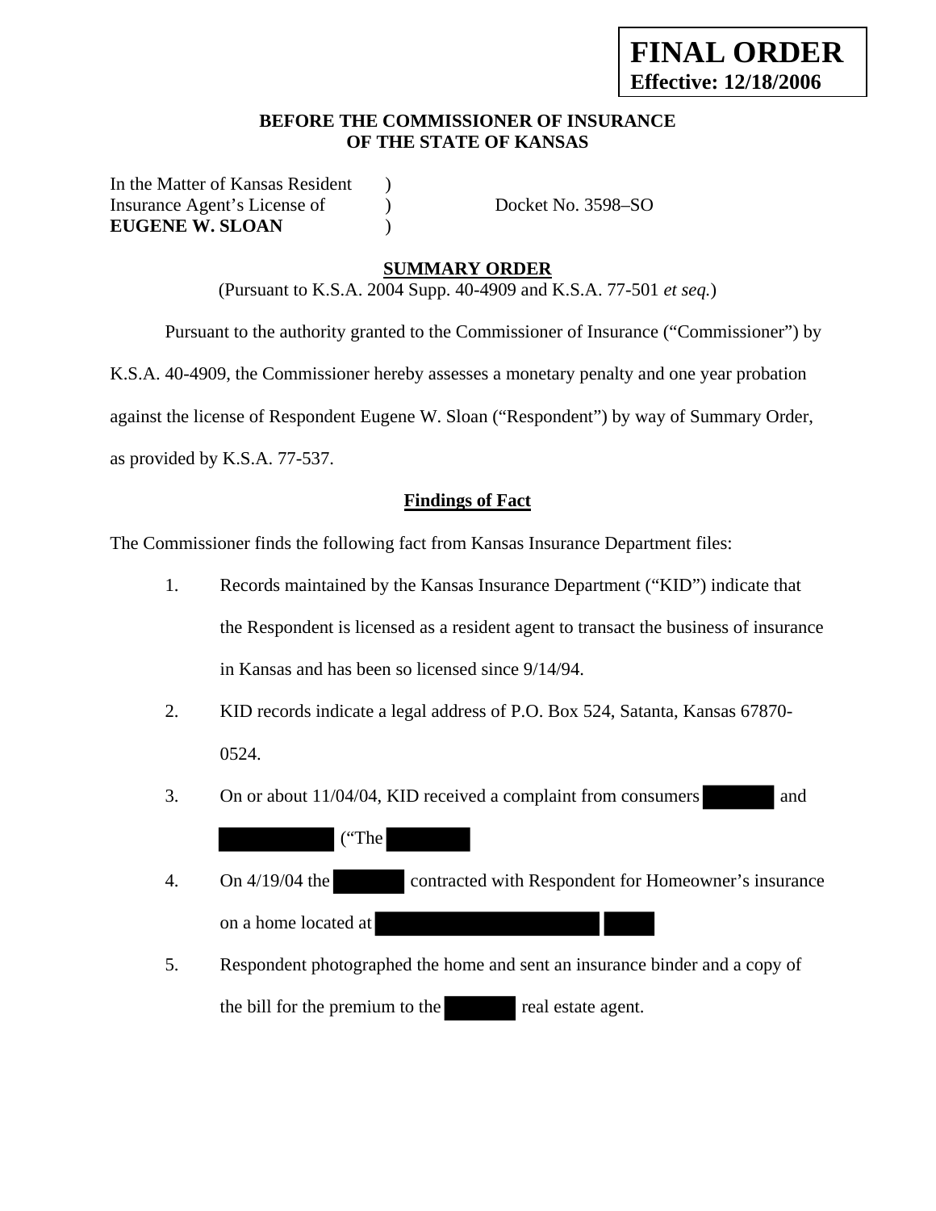**FINAL ORDER**
**Effective: 12/18/2006**

**BEFORE THE COMMISSIONER OF INSURANCE OF THE STATE OF KANSAS**

In the Matter of Kansas Resident )
Insurance Agent's License of ) Docket No. 3598–SO
**EUGENE W. SLOAN** )

## SUMMARY ORDER

(Pursuant to K.S.A. 2004 Supp. 40-4909 and K.S.A. 77-501 *et seq.*)

Pursuant to the authority granted to the Commissioner of Insurance ("Commissioner") by K.S.A. 40-4909, the Commissioner hereby assesses a monetary penalty and one year probation against the license of Respondent Eugene W. Sloan ("Respondent") by way of Summary Order, as provided by K.S.A. 77-537.

### Findings of Fact

The Commissioner finds the following fact from Kansas Insurance Department files:

1. Records maintained by the Kansas Insurance Department ("KID") indicate that the Respondent is licensed as a resident agent to transact the business of insurance in Kansas and has been so licensed since 9/14/94.
2. KID records indicate a legal address of P.O. Box 524, Satanta, Kansas 67870-0524.
3. On or about 11/04/04, KID received a complaint from consumers [REDACTED] and [REDACTED] ("The [REDACTED]
4. On 4/19/04 the [REDACTED] contracted with Respondent for Homeowner's insurance on a home located at [REDACTED] [REDACTED]
5. Respondent photographed the home and sent an insurance binder and a copy of the bill for the premium to the [REDACTED] real estate agent.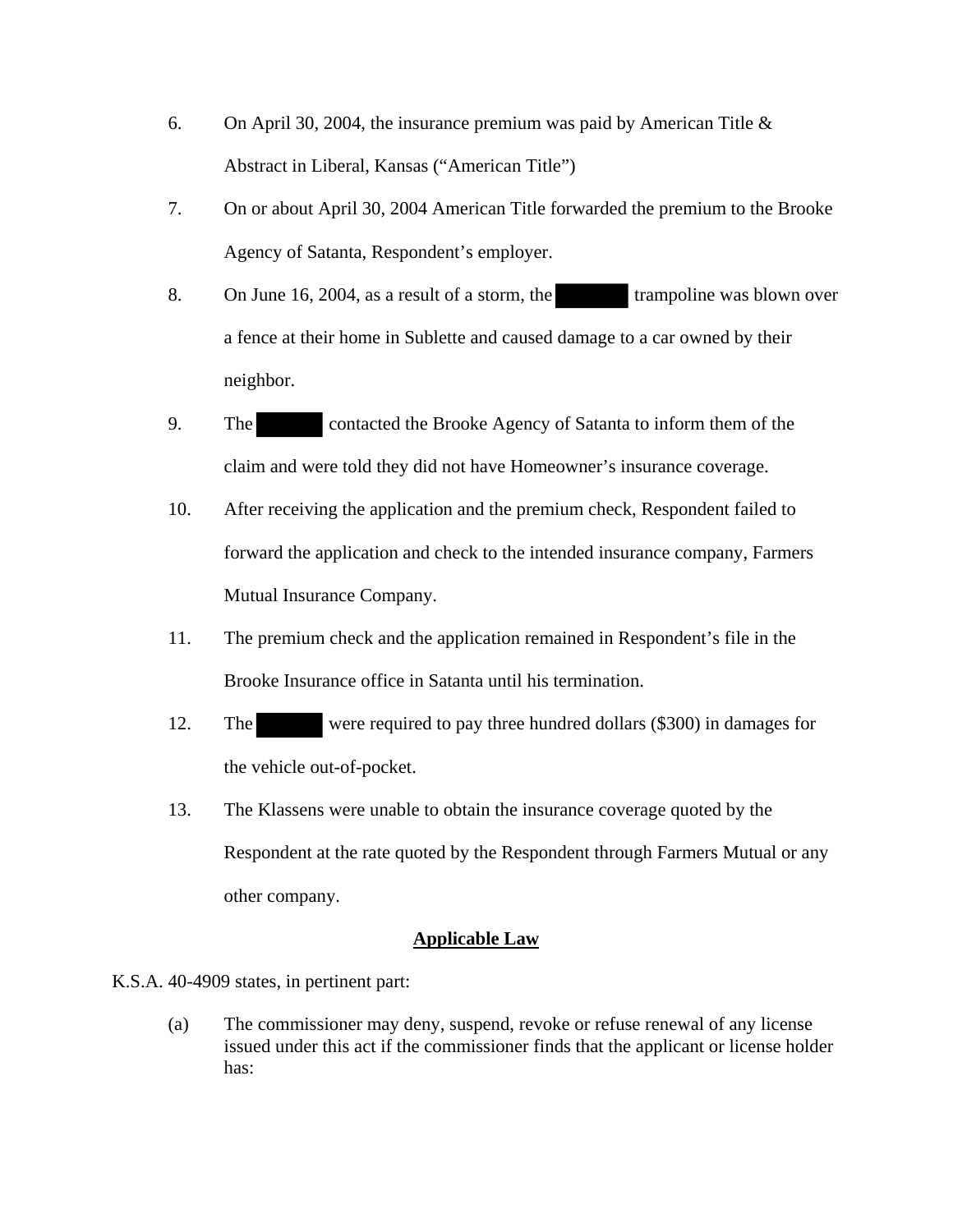6. On April 30, 2004, the insurance premium was paid by American Title & Abstract in Liberal, Kansas ("American Title")

7. On or about April 30, 2004 American Title forwarded the premium to the Brooke Agency of Satanta, Respondent's employer.

8. On June 16, 2004, as a result of a storm, the ██████ trampoline was blown over a fence at their home in Sublette and caused damage to a car owned by their neighbor.

9. The ██████ contacted the Brooke Agency of Satanta to inform them of the claim and were told they did not have Homeowner's insurance coverage.

10. After receiving the application and the premium check, Respondent failed to forward the application and check to the intended insurance company, Farmers Mutual Insurance Company.

11. The premium check and the application remained in Respondent's file in the Brooke Insurance office in Satanta until his termination.

12. The ██████ were required to pay three hundred dollars ($300) in damages for the vehicle out-of-pocket.

13. The Klassens were unable to obtain the insurance coverage quoted by the Respondent at the rate quoted by the Respondent through Farmers Mutual or any other company.

## Applicable Law

K.S.A. 40-4909 states, in pertinent part:

> (a) The commissioner may deny, suspend, revoke or refuse renewal of any license issued under this act if the commissioner finds that the applicant or license holder has: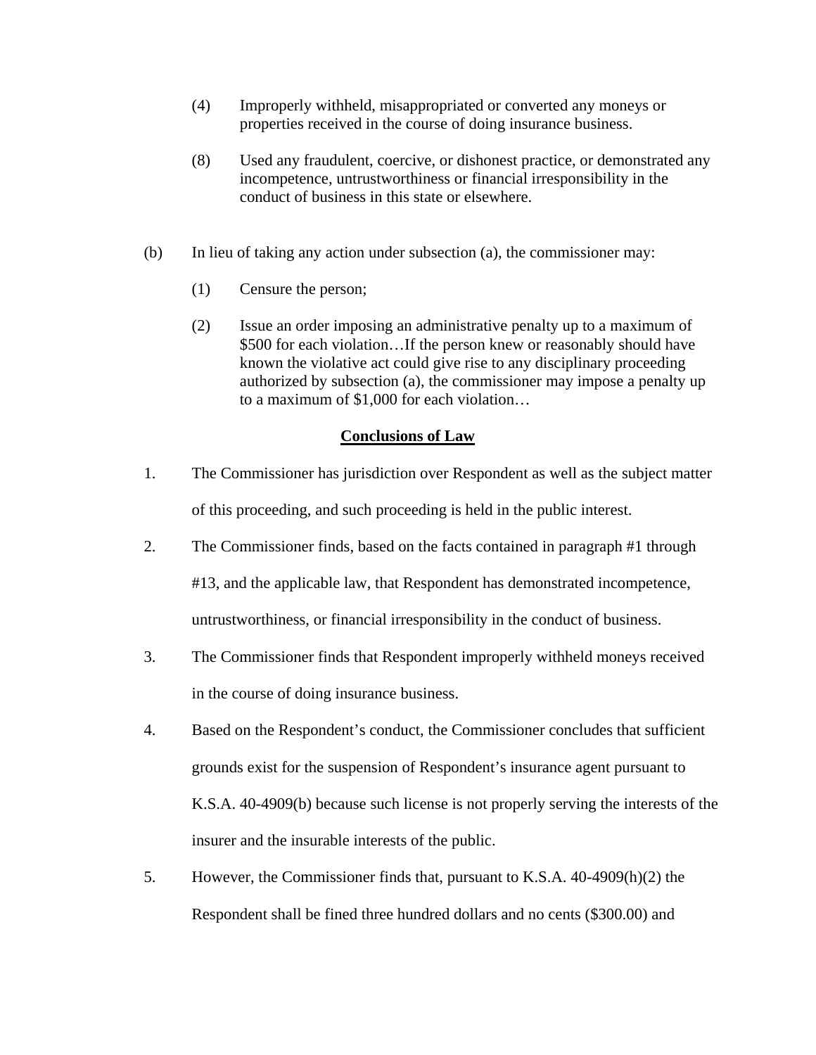(4) Improperly withheld, misappropriated or converted any moneys or properties received in the course of doing insurance business.

(8) Used any fraudulent, coercive, or dishonest practice, or demonstrated any incompetence, untrustworthiness or financial irresponsibility in the conduct of business in this state or elsewhere.

(b) In lieu of taking any action under subsection (a), the commissioner may:

(1) Censure the person;

(2) Issue an order imposing an administrative penalty up to a maximum of $500 for each violation…If the person knew or reasonably should have known the violative act could give rise to any disciplinary proceeding authorized by subsection (a), the commissioner may impose a penalty up to a maximum of $1,000 for each violation…

## Conclusions of Law

1. The Commissioner has jurisdiction over Respondent as well as the subject matter of this proceeding, and such proceeding is held in the public interest.

2. The Commissioner finds, based on the facts contained in paragraph #1 through #13, and the applicable law, that Respondent has demonstrated incompetence, untrustworthiness, or financial irresponsibility in the conduct of business.

3. The Commissioner finds that Respondent improperly withheld moneys received in the course of doing insurance business.

4. Based on the Respondent's conduct, the Commissioner concludes that sufficient grounds exist for the suspension of Respondent's insurance agent pursuant to K.S.A. 40-4909(b) because such license is not properly serving the interests of the insurer and the insurable interests of the public.

5. However, the Commissioner finds that, pursuant to K.S.A. 40-4909(h)(2) the Respondent shall be fined three hundred dollars and no cents ($300.00) and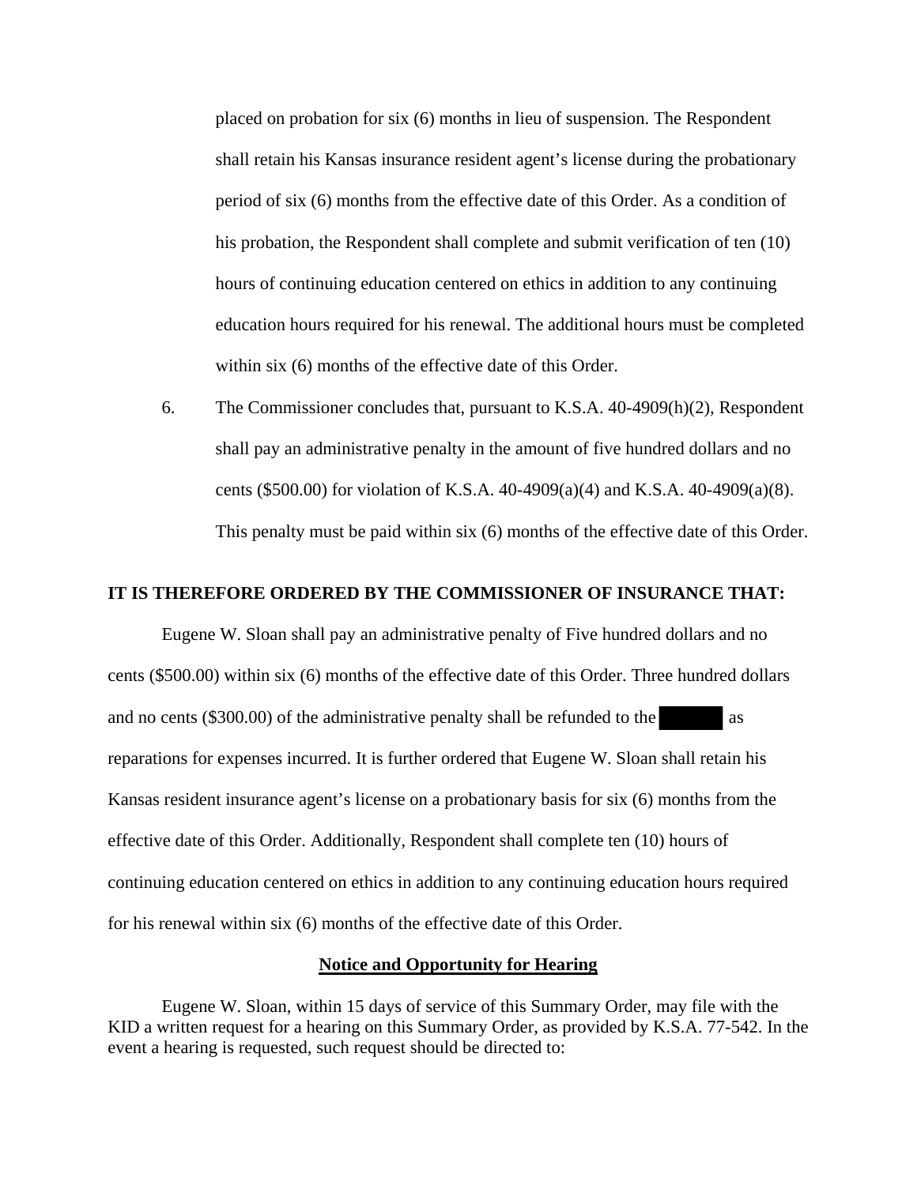placed on probation for six (6) months in lieu of suspension. The Respondent shall retain his Kansas insurance resident agent's license during the probationary period of six (6) months from the effective date of this Order. As a condition of his probation, the Respondent shall complete and submit verification of ten (10) hours of continuing education centered on ethics in addition to any continuing education hours required for his renewal. The additional hours must be completed within six (6) months of the effective date of this Order.

6. The Commissioner concludes that, pursuant to K.S.A. 40-4909(h)(2), Respondent shall pay an administrative penalty in the amount of five hundred dollars and no cents ($500.00) for violation of K.S.A. 40-4909(a)(4) and K.S.A. 40-4909(a)(8). This penalty must be paid within six (6) months of the effective date of this Order.

**IT IS THEREFORE ORDERED BY THE COMMISSIONER OF INSURANCE THAT:**

Eugene W. Sloan shall pay an administrative penalty of Five hundred dollars and no cents ($500.00) within six (6) months of the effective date of this Order. Three hundred dollars and no cents ($300.00) of the administrative penalty shall be refunded to the [REDACTED] as reparations for expenses incurred. It is further ordered that Eugene W. Sloan shall retain his Kansas resident insurance agent's license on a probationary basis for six (6) months from the effective date of this Order. Additionally, Respondent shall complete ten (10) hours of continuing education centered on ethics in addition to any continuing education hours required for his renewal within six (6) months of the effective date of this Order.

## Notice and Opportunity for Hearing

Eugene W. Sloan, within 15 days of service of this Summary Order, may file with the KID a written request for a hearing on this Summary Order, as provided by K.S.A. 77-542. In the event a hearing is requested, such request should be directed to: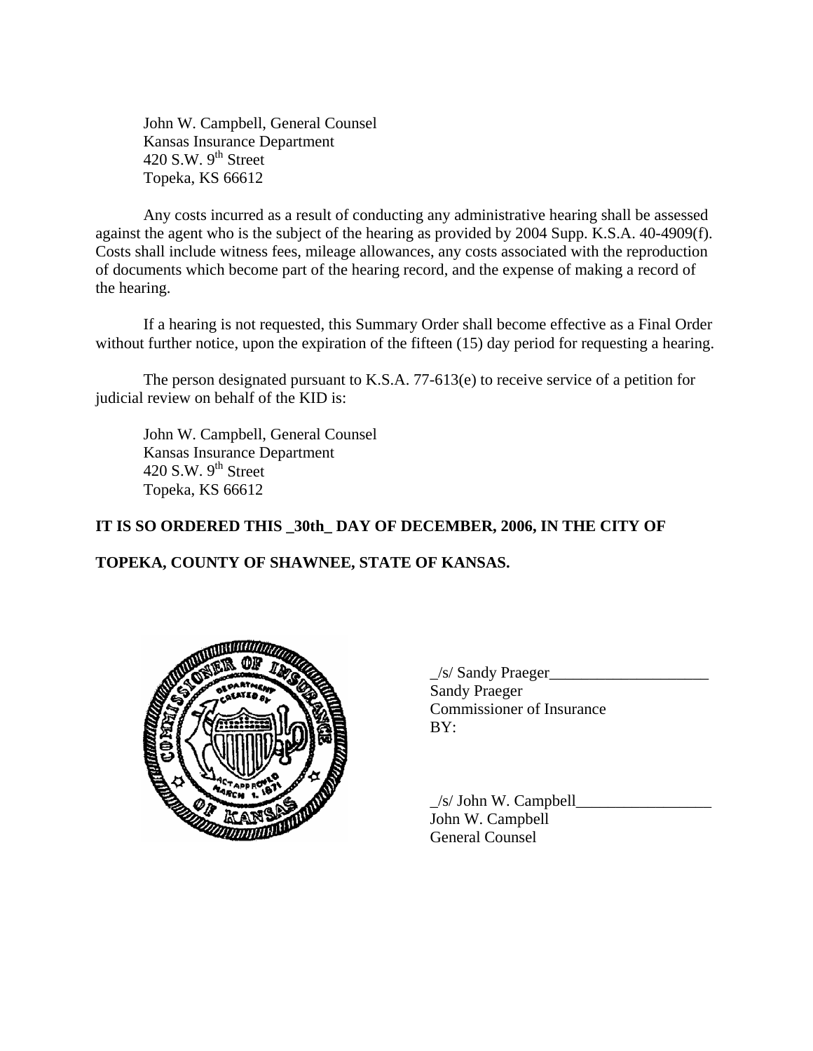John W. Campbell, General Counsel  
Kansas Insurance Department  
420 S.W. 9th Street  
Topeka, KS 66612

Any costs incurred as a result of conducting any administrative hearing shall be assessed against the agent who is the subject of the hearing as provided by 2004 Supp. K.S.A. 40-4909(f). Costs shall include witness fees, mileage allowances, any costs associated with the reproduction of documents which become part of the hearing record, and the expense of making a record of the hearing.

If a hearing is not requested, this Summary Order shall become effective as a Final Order without further notice, upon the expiration of the fifteen (15) day period for requesting a hearing.

The person designated pursuant to K.S.A. 77-613(e) to receive service of a petition for judicial review on behalf of the KID is:

John W. Campbell, General Counsel  
Kansas Insurance Department  
420 S.W. 9th Street  
Topeka, KS 66612

**IT IS SO ORDERED THIS _30th_ DAY OF DECEMBER, 2006, IN THE CITY OF TOPEKA, COUNTY OF SHAWNEE, STATE OF KANSAS.**

_/s/ Sandy Praeger____________________  
Sandy Praeger  
Commissioner of Insurance  
BY:

_/s/ John W. Campbell_________________  
John W. Campbell  
General Counsel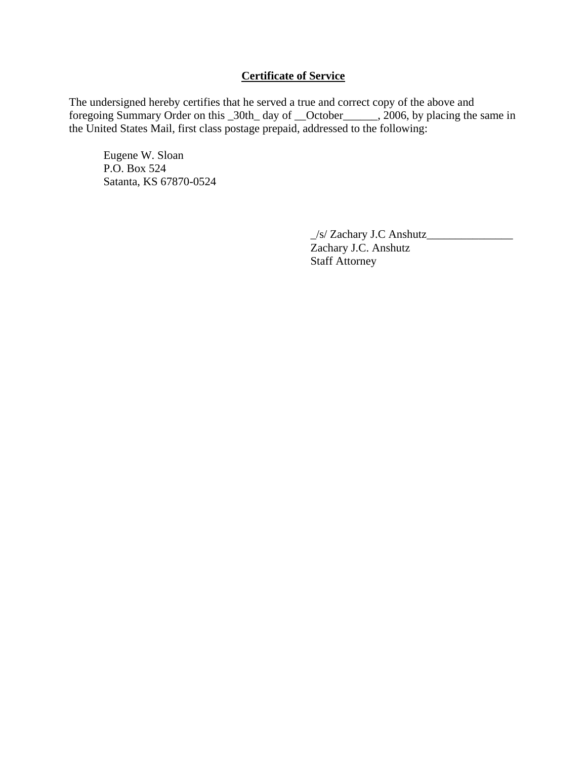**Certificate of Service**

The undersigned hereby certifies that he served a true and correct copy of the above and foregoing Summary Order on this _30th_ day of __October______, 2006, by placing the same in the United States Mail, first class postage prepaid, addressed to the following:

Eugene W. Sloan
P.O. Box 524
Satanta, KS 67870-0524

_/s/ Zachary J.C Anshutz_______________
Zachary J.C. Anshutz
Staff Attorney